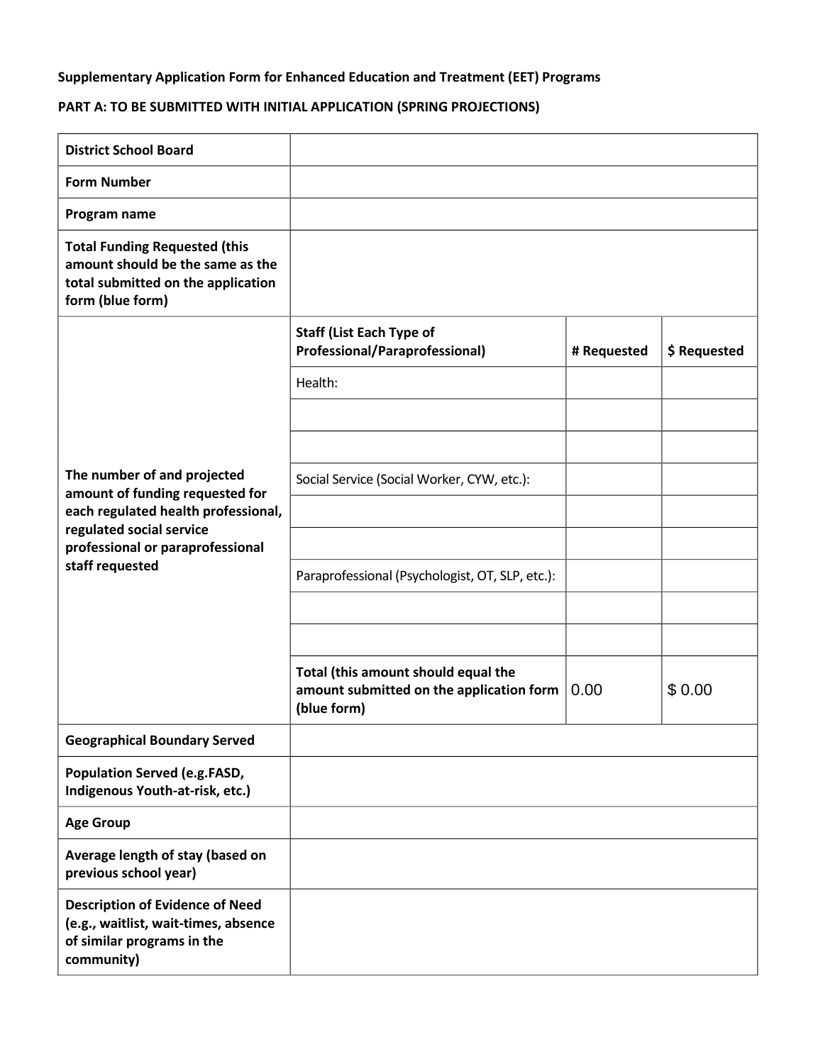**Supplementary Application Form for Enhanced Education and Treatment (EET) Programs**

**PART A: TO BE SUBMITTED WITH INITIAL APPLICATION (SPRING PROJECTIONS)**

| **District School Board** | | | |
|---|---|---|---|
| **Form Number** | | | |
| **Program name** | | | |
| **Total Funding Requested (this amount should be the same as the total submitted on the application form (blue form)** | | | |
| **The number of and projected amount of funding requested for each regulated health professional, regulated social service professional or paraprofessional staff requested** | **Staff (List Each Type of Professional/Paraprofessional)** | **# Requested** | **$ Requested** |
| | Health: | | |
| | | | |
| | | | |
| | Social Service (Social Worker, CYW, etc.): | | |
| | | | |
| | | | |
| | Paraprofessional (Psychologist, OT, SLP, etc.): | | |
| | | | |
| | | | |
| | **Total (this amount should equal the amount submitted on the application form (blue form)** | 0.00 | $ 0.00 |
| **Geographical Boundary Served** | | | |
| **Population Served (e.g.FASD, Indigenous Youth-at-risk, etc.)** | | | |
| **Age Group** | | | |
| **Average length of stay (based on previous school year)** | | | |
| **Description of Evidence of Need (e.g., waitlist, wait-times, absence of similar programs in the community)** | | | |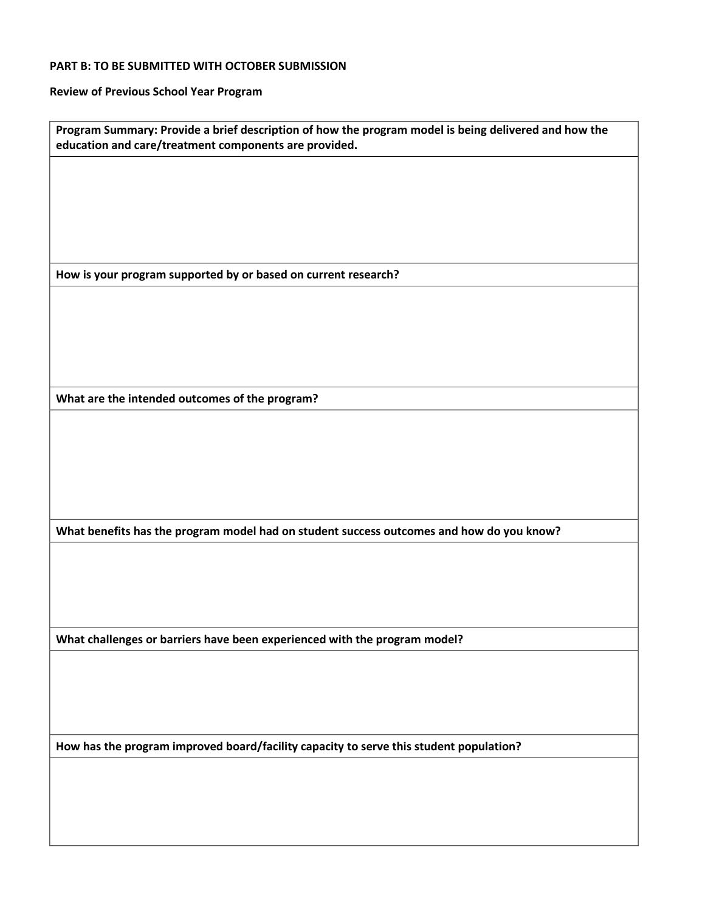**PART B: TO BE SUBMITTED WITH OCTOBER SUBMISSION**

**Review of Previous School Year Program**

| **Program Summary: Provide a brief description of how the program model is being delivered and how the education and care/treatment components are provided.** |
| --- |
| |
| **How is your program supported by or based on current research?** |
| |
| **What are the intended outcomes of the program?** |
| |
| **What benefits has the program model had on student success outcomes and how do you know?** |
| |
| **What challenges or barriers have been experienced with the program model?** |
| |
| **How has the program improved board/facility capacity to serve this student population?** |
| |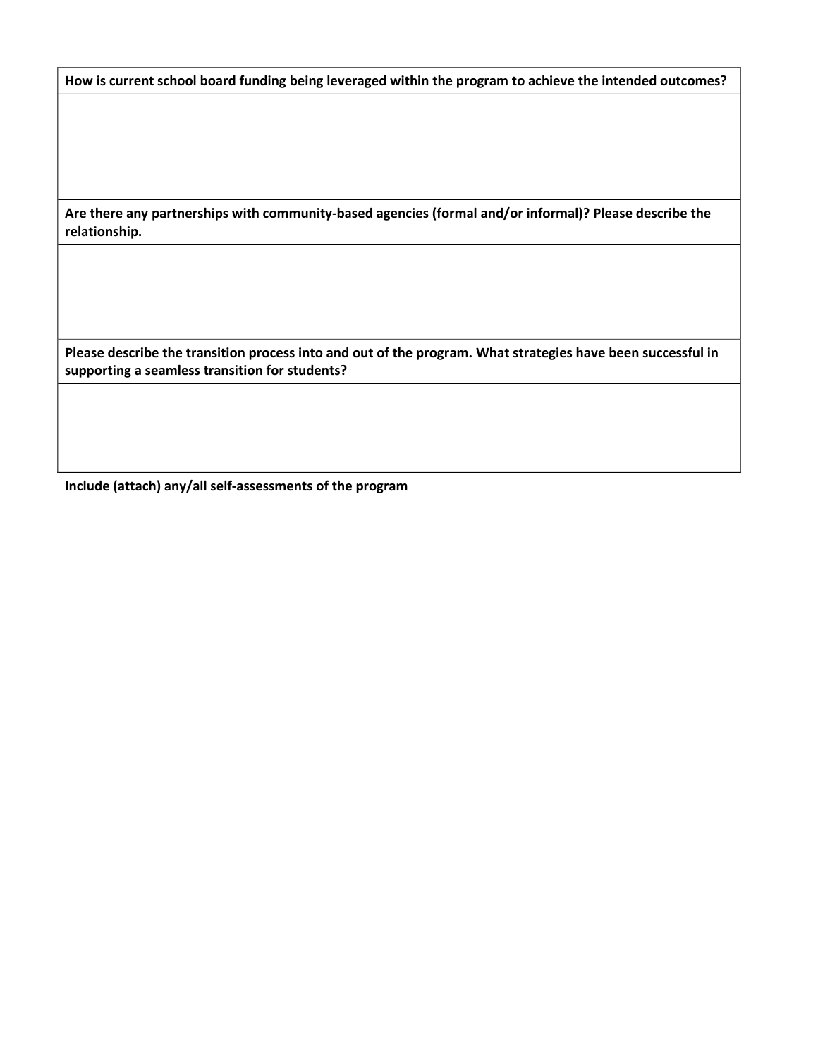| **How is current school board funding being leveraged within the program to achieve the intended outcomes?** |
| --- |
| |
| **Are there any partnerships with community-based agencies (formal and/or informal)? Please describe the relationship.** |
| |
| **Please describe the transition process into and out of the program. What strategies have been successful in supporting a seamless transition for students?** |
| |

**Include (attach) any/all self-assessments of the program**